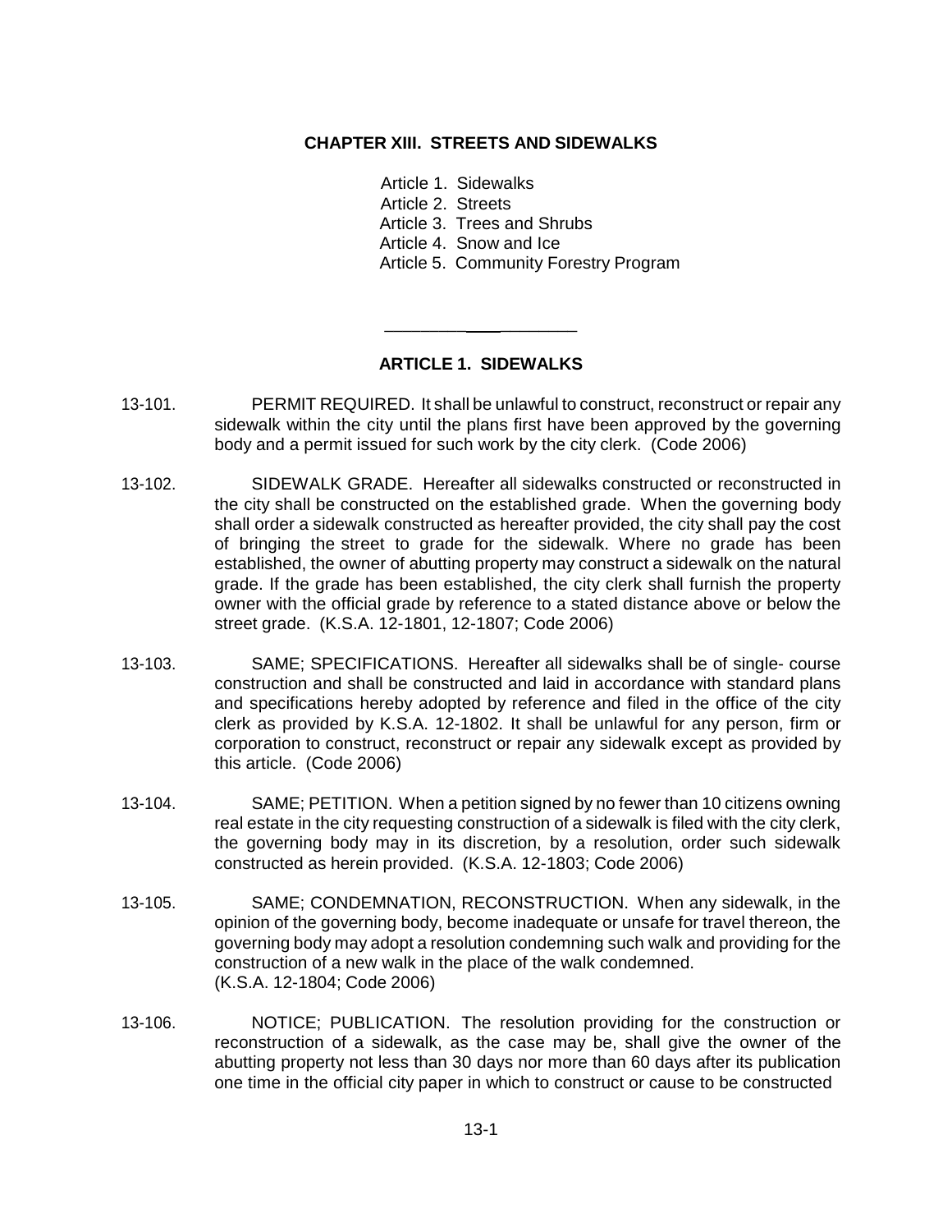# CHAPTER XIII. STREETS AND SIDEWALKS

Article 1. Sidewalks
Article 2. Streets
Article 3. Trees and Shrubs
Article 4. Snow and Ice
Article 5. Community Forestry Program

---

## ARTICLE 1. SIDEWALKS

13-101. PERMIT REQUIRED. It shall be unlawful to construct, reconstruct or repair any sidewalk within the city until the plans first have been approved by the governing body and a permit issued for such work by the city clerk. (Code 2006)

13-102. SIDEWALK GRADE. Hereafter all sidewalks constructed or reconstructed in the city shall be constructed on the established grade. When the governing body shall order a sidewalk constructed as hereafter provided, the city shall pay the cost of bringing the street to grade for the sidewalk. Where no grade has been established, the owner of abutting property may construct a sidewalk on the natural grade. If the grade has been established, the city clerk shall furnish the property owner with the official grade by reference to a stated distance above or below the street grade. (K.S.A. 12-1801, 12-1807; Code 2006)

13-103. SAME; SPECIFICATIONS. Hereafter all sidewalks shall be of single- course construction and shall be constructed and laid in accordance with standard plans and specifications hereby adopted by reference and filed in the office of the city clerk as provided by K.S.A. 12-1802. It shall be unlawful for any person, firm or corporation to construct, reconstruct or repair any sidewalk except as provided by this article. (Code 2006)

13-104. SAME; PETITION. When a petition signed by no fewer than 10 citizens owning real estate in the city requesting construction of a sidewalk is filed with the city clerk, the governing body may in its discretion, by a resolution, order such sidewalk constructed as herein provided. (K.S.A. 12-1803; Code 2006)

13-105. SAME; CONDEMNATION, RECONSTRUCTION. When any sidewalk, in the opinion of the governing body, become inadequate or unsafe for travel thereon, the governing body may adopt a resolution condemning such walk and providing for the construction of a new walk in the place of the walk condemned. (K.S.A. 12-1804; Code 2006)

13-106. NOTICE; PUBLICATION. The resolution providing for the construction or reconstruction of a sidewalk, as the case may be, shall give the owner of the abutting property not less than 30 days nor more than 60 days after its publication one time in the official city paper in which to construct or cause to be constructed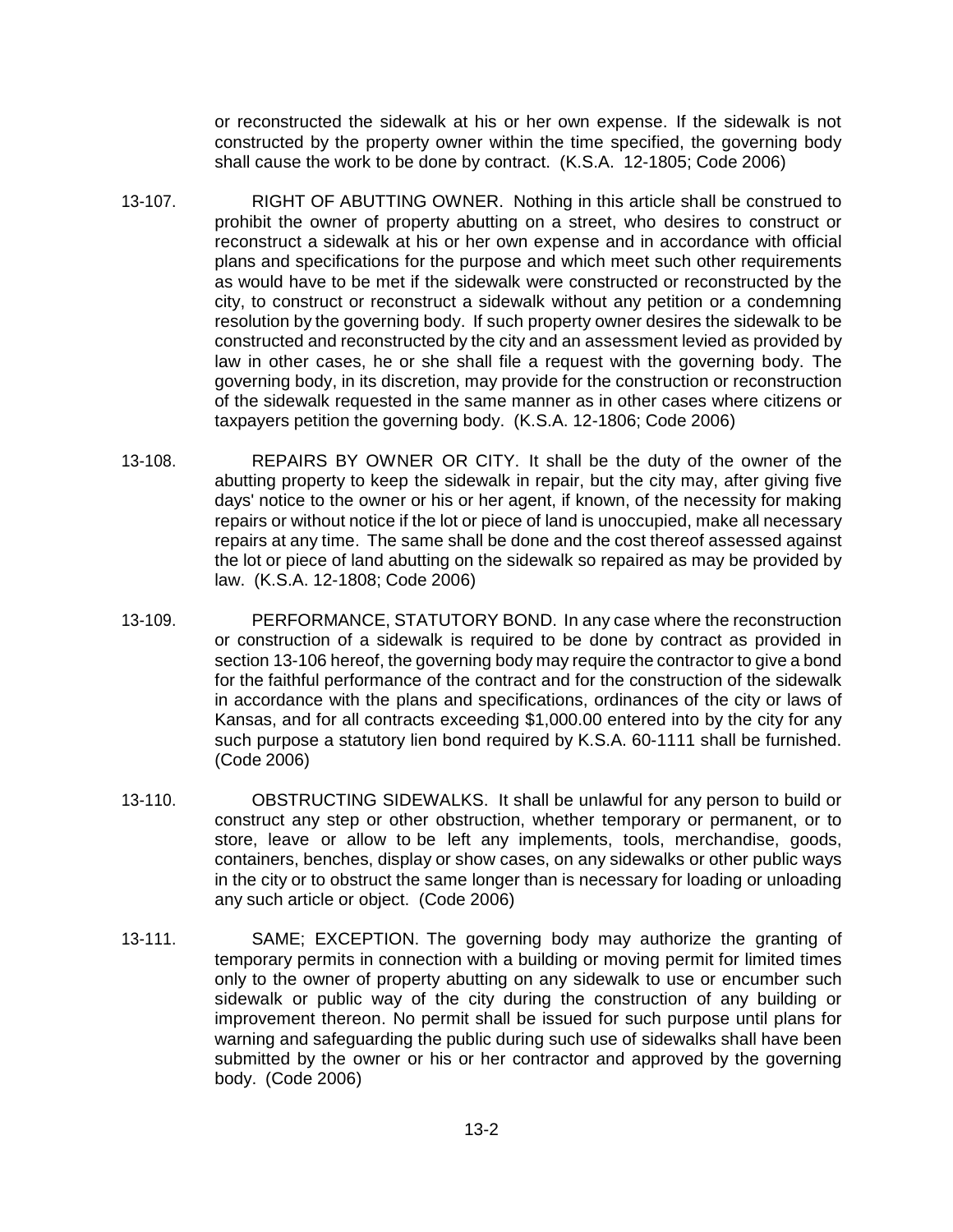or reconstructed the sidewalk at his or her own expense. If the sidewalk is not constructed by the property owner within the time specified, the governing body shall cause the work to be done by contract. (K.S.A. 12-1805; Code 2006)

13-107. RIGHT OF ABUTTING OWNER. Nothing in this article shall be construed to prohibit the owner of property abutting on a street, who desires to construct or reconstruct a sidewalk at his or her own expense and in accordance with official plans and specifications for the purpose and which meet such other requirements as would have to be met if the sidewalk were constructed or reconstructed by the city, to construct or reconstruct a sidewalk without any petition or a condemning resolution by the governing body. If such property owner desires the sidewalk to be constructed and reconstructed by the city and an assessment levied as provided by law in other cases, he or she shall file a request with the governing body. The governing body, in its discretion, may provide for the construction or reconstruction of the sidewalk requested in the same manner as in other cases where citizens or taxpayers petition the governing body. (K.S.A. 12-1806; Code 2006)

13-108. REPAIRS BY OWNER OR CITY. It shall be the duty of the owner of the abutting property to keep the sidewalk in repair, but the city may, after giving five days' notice to the owner or his or her agent, if known, of the necessity for making repairs or without notice if the lot or piece of land is unoccupied, make all necessary repairs at any time. The same shall be done and the cost thereof assessed against the lot or piece of land abutting on the sidewalk so repaired as may be provided by law. (K.S.A. 12-1808; Code 2006)

13-109. PERFORMANCE, STATUTORY BOND. In any case where the reconstruction or construction of a sidewalk is required to be done by contract as provided in section 13-106 hereof, the governing body may require the contractor to give a bond for the faithful performance of the contract and for the construction of the sidewalk in accordance with the plans and specifications, ordinances of the city or laws of Kansas, and for all contracts exceeding $1,000.00 entered into by the city for any such purpose a statutory lien bond required by K.S.A. 60-1111 shall be furnished. (Code 2006)

13-110. OBSTRUCTING SIDEWALKS. It shall be unlawful for any person to build or construct any step or other obstruction, whether temporary or permanent, or to store, leave or allow to be left any implements, tools, merchandise, goods, containers, benches, display or show cases, on any sidewalks or other public ways in the city or to obstruct the same longer than is necessary for loading or unloading any such article or object. (Code 2006)

13-111. SAME; EXCEPTION. The governing body may authorize the granting of temporary permits in connection with a building or moving permit for limited times only to the owner of property abutting on any sidewalk to use or encumber such sidewalk or public way of the city during the construction of any building or improvement thereon. No permit shall be issued for such purpose until plans for warning and safeguarding the public during such use of sidewalks shall have been submitted by the owner or his or her contractor and approved by the governing body. (Code 2006)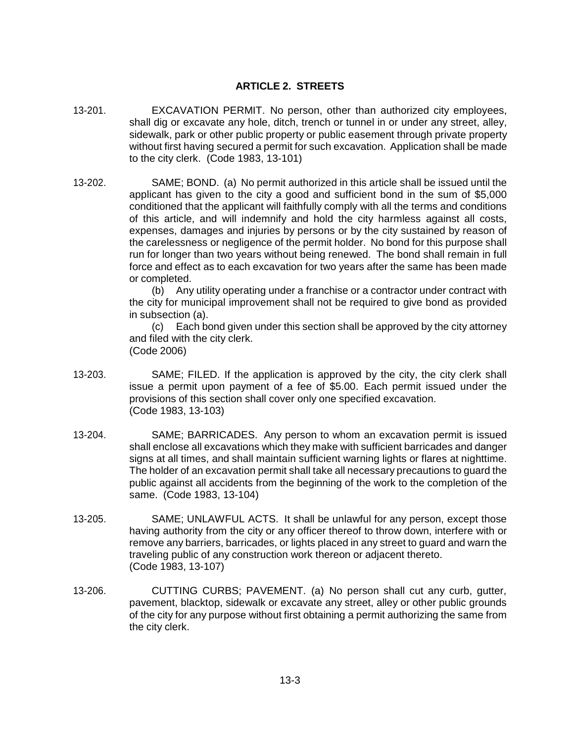## ARTICLE 2. STREETS

13-201. EXCAVATION PERMIT. No person, other than authorized city employees, shall dig or excavate any hole, ditch, trench or tunnel in or under any street, alley, sidewalk, park or other public property or public easement through private property without first having secured a permit for such excavation. Application shall be made to the city clerk. (Code 1983, 13-101)

13-202. SAME; BOND. (a) No permit authorized in this article shall be issued until the applicant has given to the city a good and sufficient bond in the sum of $5,000 conditioned that the applicant will faithfully comply with all the terms and conditions of this article, and will indemnify and hold the city harmless against all costs, expenses, damages and injuries by persons or by the city sustained by reason of the carelessness or negligence of the permit holder. No bond for this purpose shall run for longer than two years without being renewed. The bond shall remain in full force and effect as to each excavation for two years after the same has been made or completed.

(b) Any utility operating under a franchise or a contractor under contract with the city for municipal improvement shall not be required to give bond as provided in subsection (a).

(c) Each bond given under this section shall be approved by the city attorney and filed with the city clerk.

(Code 2006)

13-203. SAME; FILED. If the application is approved by the city, the city clerk shall issue a permit upon payment of a fee of $5.00. Each permit issued under the provisions of this section shall cover only one specified excavation.
(Code 1983, 13-103)

13-204. SAME; BARRICADES. Any person to whom an excavation permit is issued shall enclose all excavations which they make with sufficient barricades and danger signs at all times, and shall maintain sufficient warning lights or flares at nighttime. The holder of an excavation permit shall take all necessary precautions to guard the public against all accidents from the beginning of the work to the completion of the same. (Code 1983, 13-104)

13-205. SAME; UNLAWFUL ACTS. It shall be unlawful for any person, except those having authority from the city or any officer thereof to throw down, interfere with or remove any barriers, barricades, or lights placed in any street to guard and warn the traveling public of any construction work thereon or adjacent thereto.
(Code 1983, 13-107)

13-206. CUTTING CURBS; PAVEMENT. (a) No person shall cut any curb, gutter, pavement, blacktop, sidewalk or excavate any street, alley or other public grounds of the city for any purpose without first obtaining a permit authorizing the same from the city clerk.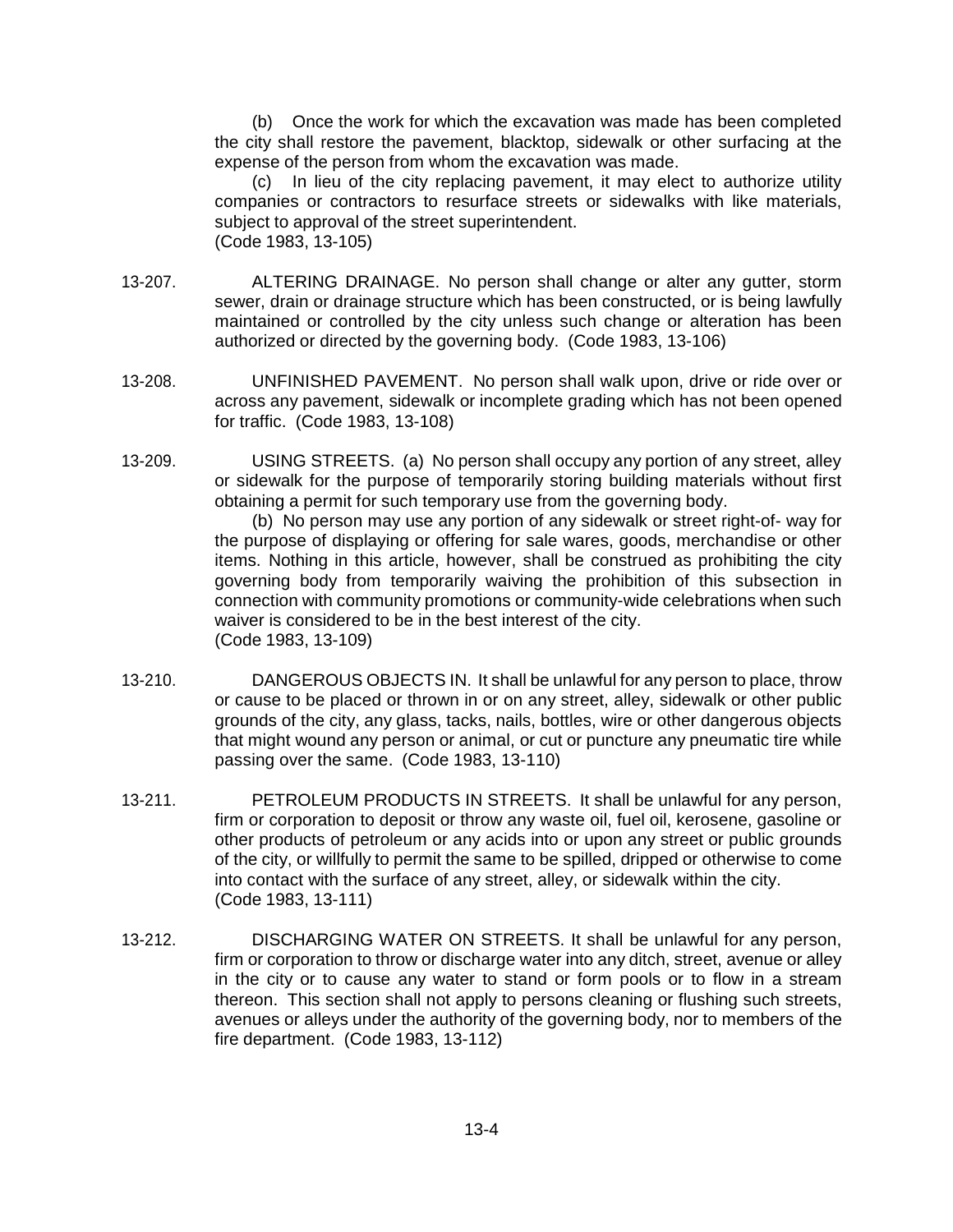(b) Once the work for which the excavation was made has been completed the city shall restore the pavement, blacktop, sidewalk or other surfacing at the expense of the person from whom the excavation was made.

(c) In lieu of the city replacing pavement, it may elect to authorize utility companies or contractors to resurface streets or sidewalks with like materials, subject to approval of the street superintendent.
(Code 1983, 13-105)

13-207. ALTERING DRAINAGE. No person shall change or alter any gutter, storm sewer, drain or drainage structure which has been constructed, or is being lawfully maintained or controlled by the city unless such change or alteration has been authorized or directed by the governing body. (Code 1983, 13-106)

13-208. UNFINISHED PAVEMENT. No person shall walk upon, drive or ride over or across any pavement, sidewalk or incomplete grading which has not been opened for traffic. (Code 1983, 13-108)

13-209. USING STREETS. (a) No person shall occupy any portion of any street, alley or sidewalk for the purpose of temporarily storing building materials without first obtaining a permit for such temporary use from the governing body.

(b) No person may use any portion of any sidewalk or street right-of- way for the purpose of displaying or offering for sale wares, goods, merchandise or other items. Nothing in this article, however, shall be construed as prohibiting the city governing body from temporarily waiving the prohibition of this subsection in connection with community promotions or community-wide celebrations when such waiver is considered to be in the best interest of the city.
(Code 1983, 13-109)

13-210. DANGEROUS OBJECTS IN. It shall be unlawful for any person to place, throw or cause to be placed or thrown in or on any street, alley, sidewalk or other public grounds of the city, any glass, tacks, nails, bottles, wire or other dangerous objects that might wound any person or animal, or cut or puncture any pneumatic tire while passing over the same. (Code 1983, 13-110)

13-211. PETROLEUM PRODUCTS IN STREETS. It shall be unlawful for any person, firm or corporation to deposit or throw any waste oil, fuel oil, kerosene, gasoline or other products of petroleum or any acids into or upon any street or public grounds of the city, or willfully to permit the same to be spilled, dripped or otherwise to come into contact with the surface of any street, alley, or sidewalk within the city.
(Code 1983, 13-111)

13-212. DISCHARGING WATER ON STREETS. It shall be unlawful for any person, firm or corporation to throw or discharge water into any ditch, street, avenue or alley in the city or to cause any water to stand or form pools or to flow in a stream thereon. This section shall not apply to persons cleaning or flushing such streets, avenues or alleys under the authority of the governing body, nor to members of the fire department. (Code 1983, 13-112)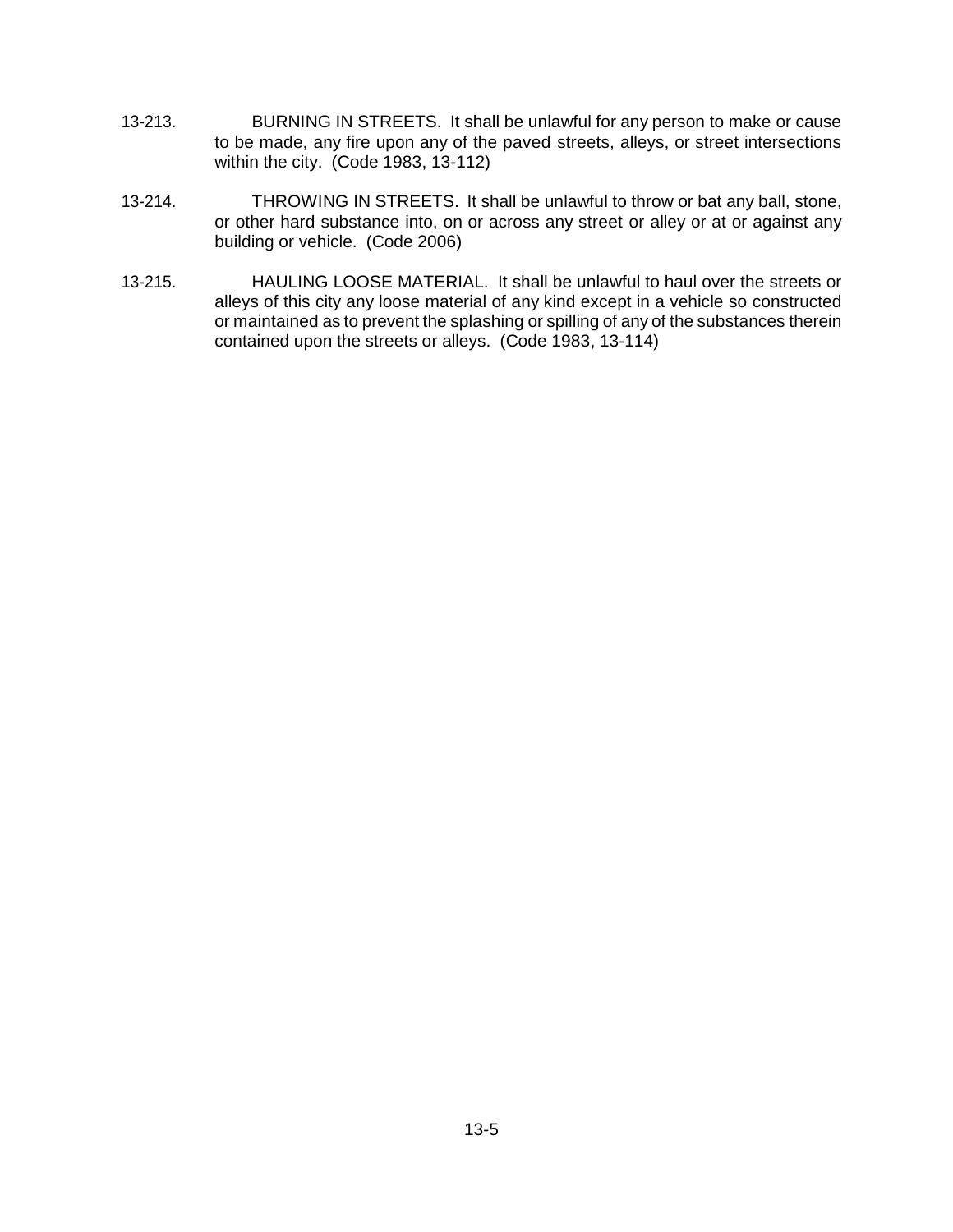13-213. BURNING IN STREETS. It shall be unlawful for any person to make or cause to be made, any fire upon any of the paved streets, alleys, or street intersections within the city. (Code 1983, 13-112)

13-214. THROWING IN STREETS. It shall be unlawful to throw or bat any ball, stone, or other hard substance into, on or across any street or alley or at or against any building or vehicle. (Code 2006)

13-215. HAULING LOOSE MATERIAL. It shall be unlawful to haul over the streets or alleys of this city any loose material of any kind except in a vehicle so constructed or maintained as to prevent the splashing or spilling of any of the substances therein contained upon the streets or alleys. (Code 1983, 13-114)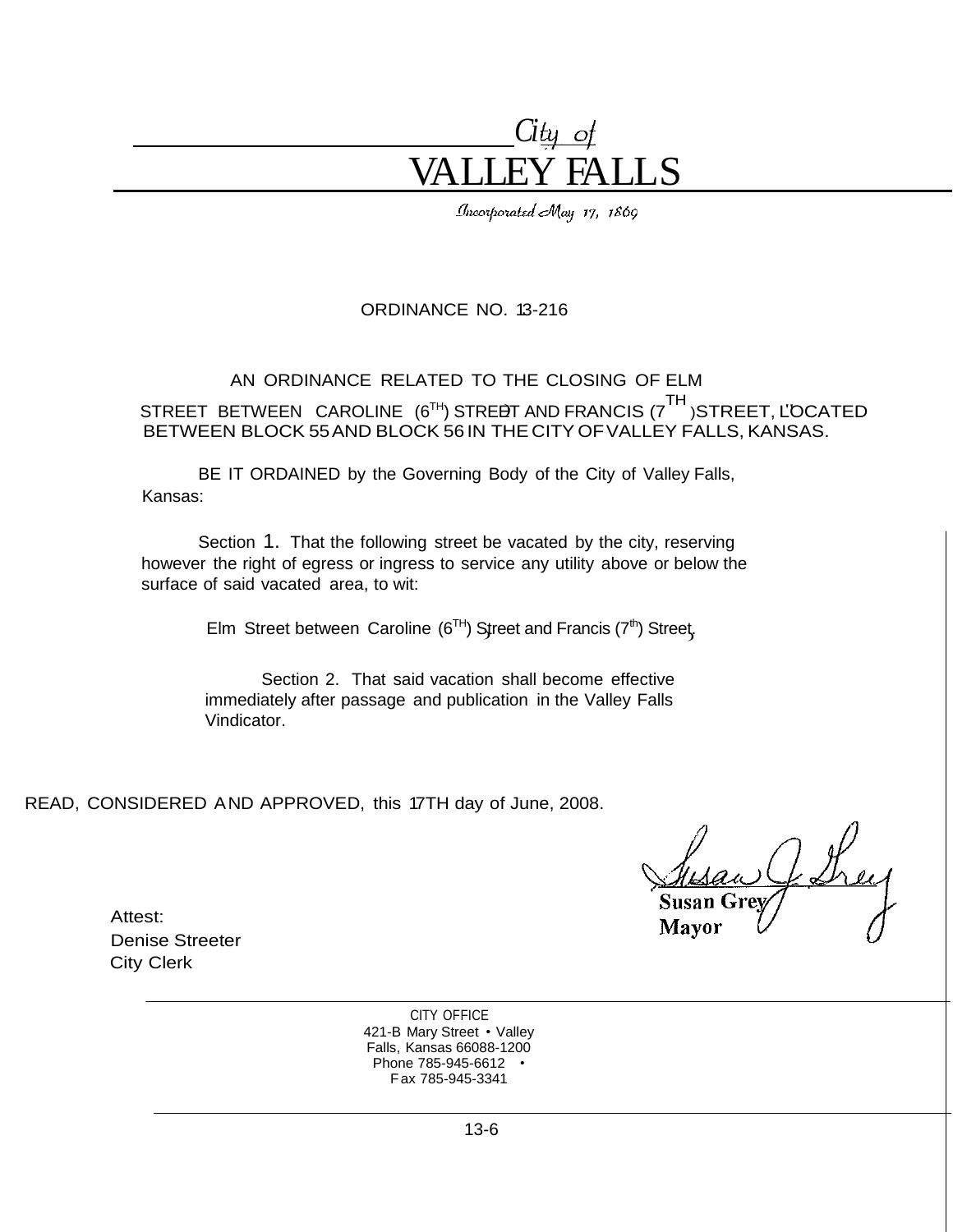City of

# VALLEY FALLS

*Incorporated May 17, 1869*

ORDINANCE NO. 13-216

AN ORDINANCE RELATED TO THE CLOSING OF ELM STREET BETWEEN CAROLINE (6TH) STREET AND FRANCIS (7TH) STREET, LOCATED BETWEEN BLOCK 55 AND BLOCK 56 IN THE CITY OF VALLEY FALLS, KANSAS.

BE IT ORDAINED by the Governing Body of the City of Valley Falls, Kansas:

Section 1. That the following street be vacated by the city, reserving however the right of egress or ingress to service any utility above or below the surface of said vacated area, to wit:

Elm Street between Caroline (6TH) Street and Francis (7th) Street,

Section 2. That said vacation shall become effective immediately after passage and publication in the Valley Falls Vindicator.

READ, CONSIDERED AND APPROVED, this 17TH day of June, 2008.

Susan Grey
Mayor

Attest:
Denise Streeter
City Clerk

CITY OFFICE
421-B Mary Street • Valley Falls, Kansas 66088-1200
Phone 785-945-6612 • Fax 785-945-3341

13-6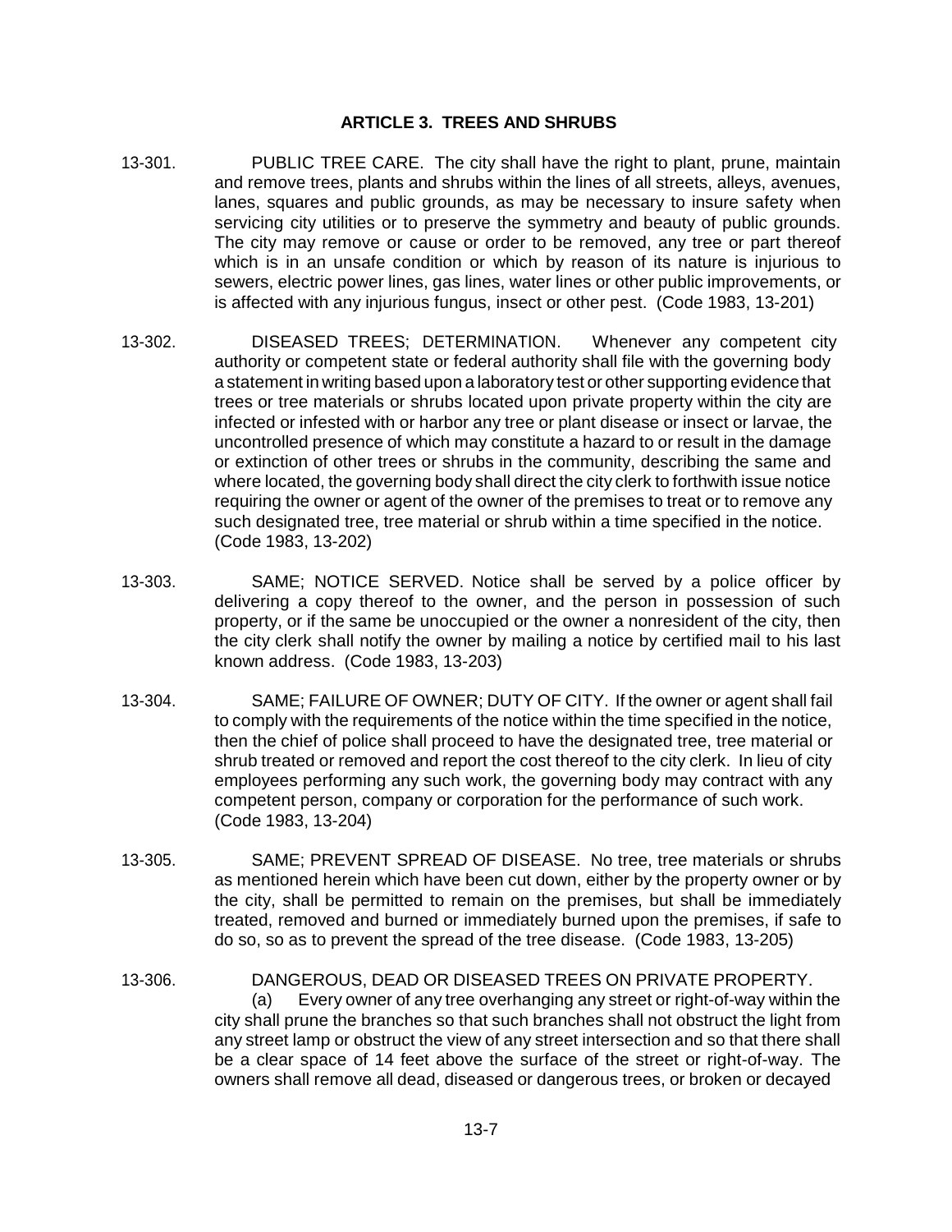## ARTICLE 3. TREES AND SHRUBS

13-301. PUBLIC TREE CARE. The city shall have the right to plant, prune, maintain and remove trees, plants and shrubs within the lines of all streets, alleys, avenues, lanes, squares and public grounds, as may be necessary to insure safety when servicing city utilities or to preserve the symmetry and beauty of public grounds. The city may remove or cause or order to be removed, any tree or part thereof which is in an unsafe condition or which by reason of its nature is injurious to sewers, electric power lines, gas lines, water lines or other public improvements, or is affected with any injurious fungus, insect or other pest. (Code 1983, 13-201)

13-302. DISEASED TREES; DETERMINATION. Whenever any competent city authority or competent state or federal authority shall file with the governing body a statement in writing based upon a laboratory test or other supporting evidence that trees or tree materials or shrubs located upon private property within the city are infected or infested with or harbor any tree or plant disease or insect or larvae, the uncontrolled presence of which may constitute a hazard to or result in the damage or extinction of other trees or shrubs in the community, describing the same and where located, the governing body shall direct the city clerk to forthwith issue notice requiring the owner or agent of the owner of the premises to treat or to remove any such designated tree, tree material or shrub within a time specified in the notice. (Code 1983, 13-202)

13-303. SAME; NOTICE SERVED. Notice shall be served by a police officer by delivering a copy thereof to the owner, and the person in possession of such property, or if the same be unoccupied or the owner a nonresident of the city, then the city clerk shall notify the owner by mailing a notice by certified mail to his last known address. (Code 1983, 13-203)

13-304. SAME; FAILURE OF OWNER; DUTY OF CITY. If the owner or agent shall fail to comply with the requirements of the notice within the time specified in the notice, then the chief of police shall proceed to have the designated tree, tree material or shrub treated or removed and report the cost thereof to the city clerk. In lieu of city employees performing any such work, the governing body may contract with any competent person, company or corporation for the performance of such work. (Code 1983, 13-204)

13-305. SAME; PREVENT SPREAD OF DISEASE. No tree, tree materials or shrubs as mentioned herein which have been cut down, either by the property owner or by the city, shall be permitted to remain on the premises, but shall be immediately treated, removed and burned or immediately burned upon the premises, if safe to do so, so as to prevent the spread of the tree disease. (Code 1983, 13-205)

13-306. DANGEROUS, DEAD OR DISEASED TREES ON PRIVATE PROPERTY.

(a) Every owner of any tree overhanging any street or right-of-way within the city shall prune the branches so that such branches shall not obstruct the light from any street lamp or obstruct the view of any street intersection and so that there shall be a clear space of 14 feet above the surface of the street or right-of-way. The owners shall remove all dead, diseased or dangerous trees, or broken or decayed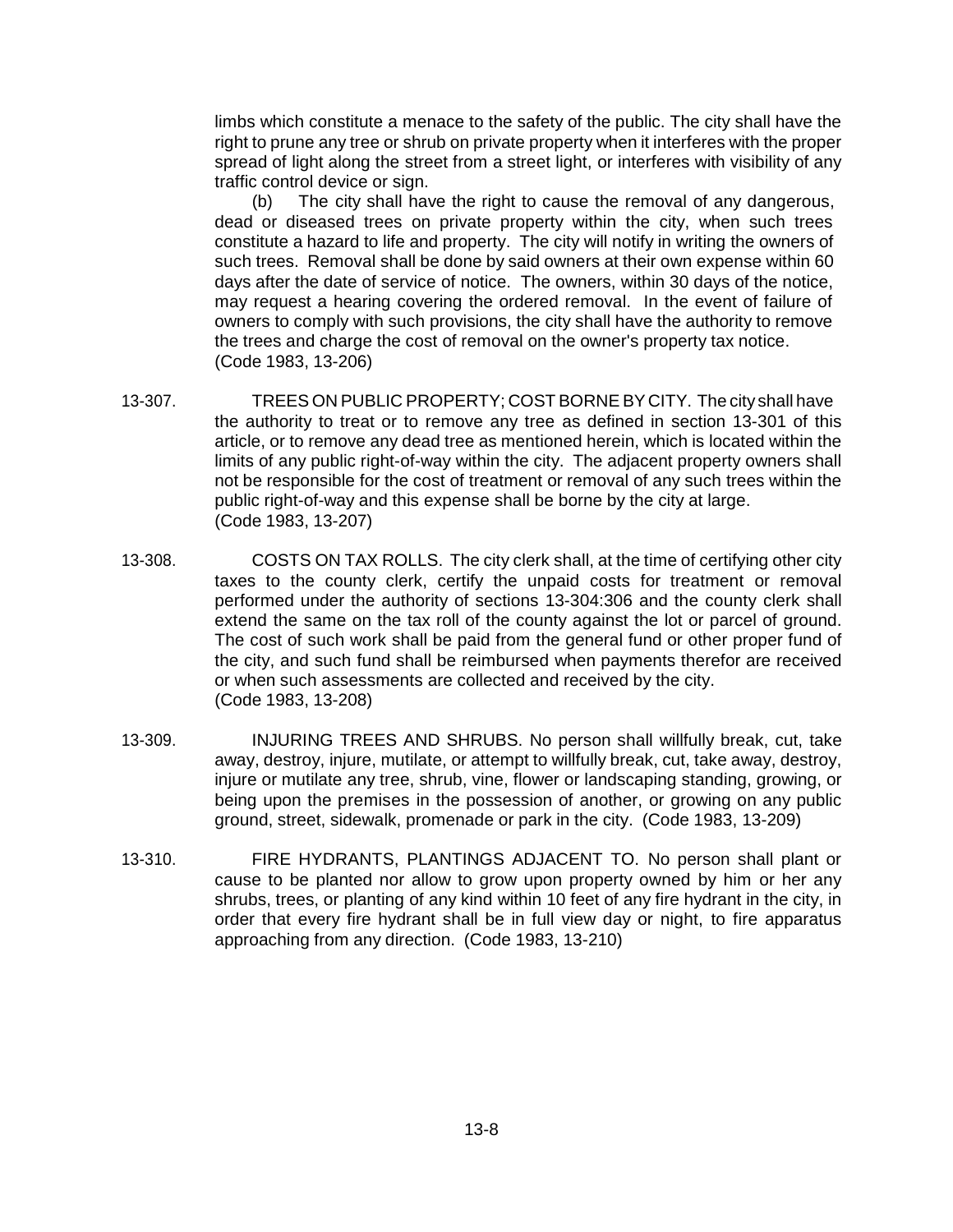limbs which constitute a menace to the safety of the public. The city shall have the right to prune any tree or shrub on private property when it interferes with the proper spread of light along the street from a street light, or interferes with visibility of any traffic control device or sign.

(b) The city shall have the right to cause the removal of any dangerous, dead or diseased trees on private property within the city, when such trees constitute a hazard to life and property. The city will notify in writing the owners of such trees. Removal shall be done by said owners at their own expense within 60 days after the date of service of notice. The owners, within 30 days of the notice, may request a hearing covering the ordered removal. In the event of failure of owners to comply with such provisions, the city shall have the authority to remove the trees and charge the cost of removal on the owner's property tax notice. (Code 1983, 13-206)

13-307. TREES ON PUBLIC PROPERTY; COST BORNE BY CITY. The city shall have the authority to treat or to remove any tree as defined in section 13-301 of this article, or to remove any dead tree as mentioned herein, which is located within the limits of any public right-of-way within the city. The adjacent property owners shall not be responsible for the cost of treatment or removal of any such trees within the public right-of-way and this expense shall be borne by the city at large. (Code 1983, 13-207)

13-308. COSTS ON TAX ROLLS. The city clerk shall, at the time of certifying other city taxes to the county clerk, certify the unpaid costs for treatment or removal performed under the authority of sections 13-304:306 and the county clerk shall extend the same on the tax roll of the county against the lot or parcel of ground. The cost of such work shall be paid from the general fund or other proper fund of the city, and such fund shall be reimbursed when payments therefor are received or when such assessments are collected and received by the city. (Code 1983, 13-208)

13-309. INJURING TREES AND SHRUBS. No person shall willfully break, cut, take away, destroy, injure, mutilate, or attempt to willfully break, cut, take away, destroy, injure or mutilate any tree, shrub, vine, flower or landscaping standing, growing, or being upon the premises in the possession of another, or growing on any public ground, street, sidewalk, promenade or park in the city. (Code 1983, 13-209)

13-310. FIRE HYDRANTS, PLANTINGS ADJACENT TO. No person shall plant or cause to be planted nor allow to grow upon property owned by him or her any shrubs, trees, or planting of any kind within 10 feet of any fire hydrant in the city, in order that every fire hydrant shall be in full view day or night, to fire apparatus approaching from any direction. (Code 1983, 13-210)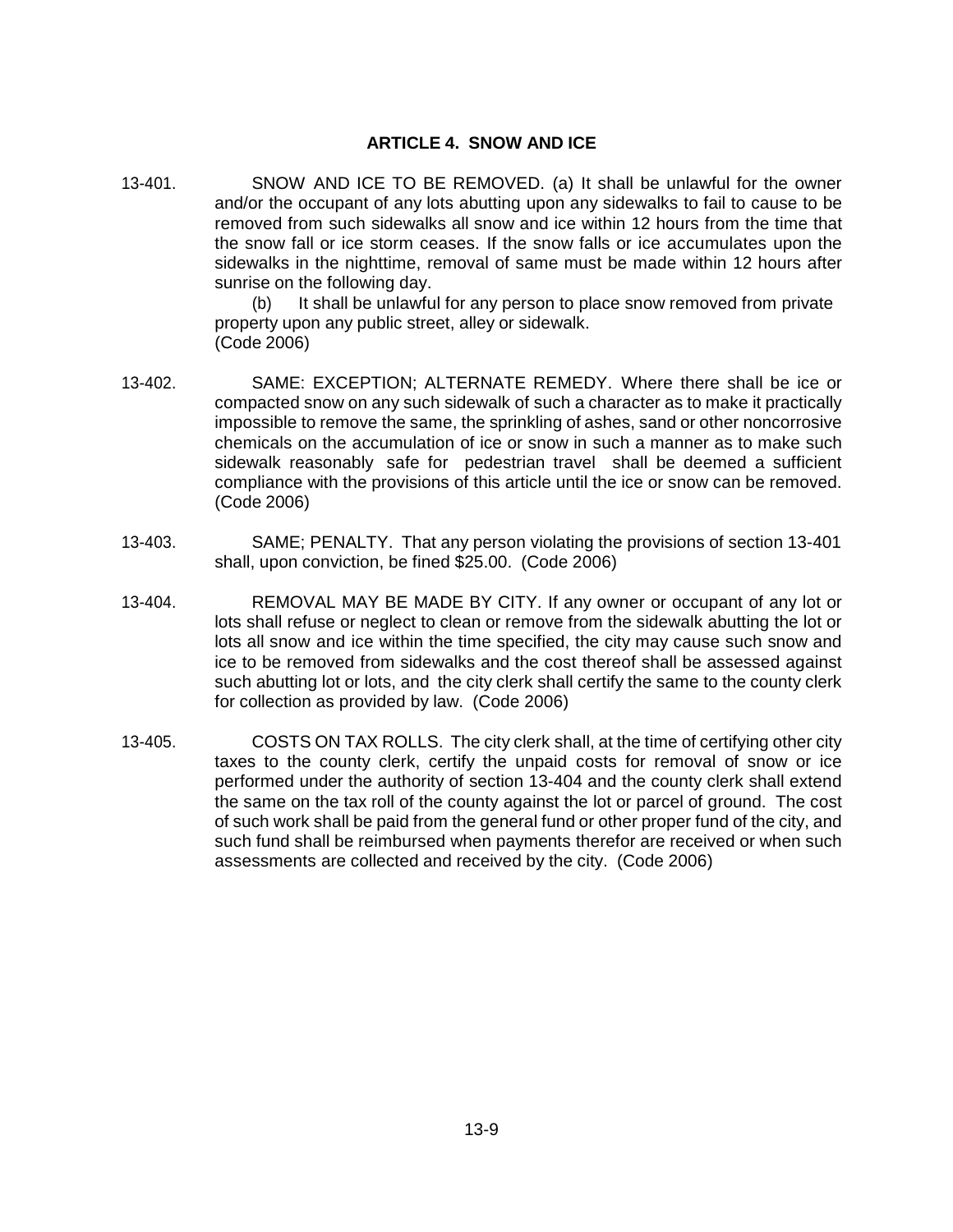## ARTICLE 4. SNOW AND ICE

13-401. SNOW AND ICE TO BE REMOVED. (a) It shall be unlawful for the owner and/or the occupant of any lots abutting upon any sidewalks to fail to cause to be removed from such sidewalks all snow and ice within 12 hours from the time that the snow fall or ice storm ceases. If the snow falls or ice accumulates upon the sidewalks in the nighttime, removal of same must be made within 12 hours after sunrise on the following day.

(b) It shall be unlawful for any person to place snow removed from private property upon any public street, alley or sidewalk.
(Code 2006)

13-402. SAME: EXCEPTION; ALTERNATE REMEDY. Where there shall be ice or compacted snow on any such sidewalk of such a character as to make it practically impossible to remove the same, the sprinkling of ashes, sand or other noncorrosive chemicals on the accumulation of ice or snow in such a manner as to make such sidewalk reasonably safe for pedestrian travel shall be deemed a sufficient compliance with the provisions of this article until the ice or snow can be removed. (Code 2006)

13-403. SAME; PENALTY. That any person violating the provisions of section 13-401 shall, upon conviction, be fined $25.00. (Code 2006)

13-404. REMOVAL MAY BE MADE BY CITY. If any owner or occupant of any lot or lots shall refuse or neglect to clean or remove from the sidewalk abutting the lot or lots all snow and ice within the time specified, the city may cause such snow and ice to be removed from sidewalks and the cost thereof shall be assessed against such abutting lot or lots, and the city clerk shall certify the same to the county clerk for collection as provided by law. (Code 2006)

13-405. COSTS ON TAX ROLLS. The city clerk shall, at the time of certifying other city taxes to the county clerk, certify the unpaid costs for removal of snow or ice performed under the authority of section 13-404 and the county clerk shall extend the same on the tax roll of the county against the lot or parcel of ground. The cost of such work shall be paid from the general fund or other proper fund of the city, and such fund shall be reimbursed when payments therefor are received or when such assessments are collected and received by the city. (Code 2006)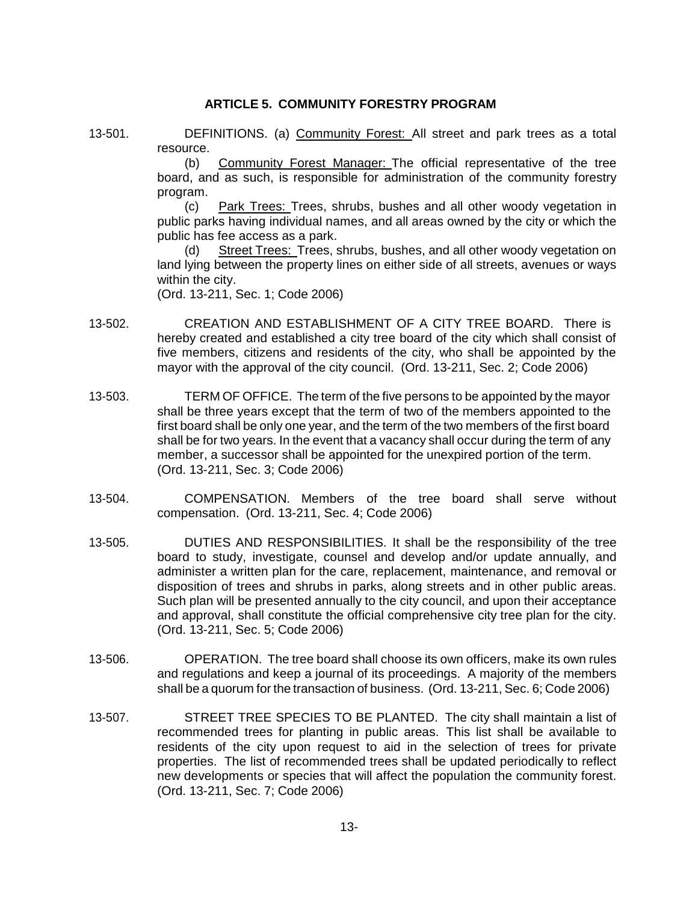## ARTICLE 5. COMMUNITY FORESTRY PROGRAM

13-501. DEFINITIONS. (a) Community Forest: All street and park trees as a total resource.

(b) Community Forest Manager: The official representative of the tree board, and as such, is responsible for administration of the community forestry program.

(c) Park Trees: Trees, shrubs, bushes and all other woody vegetation in public parks having individual names, and all areas owned by the city or which the public has fee access as a park.

(d) Street Trees: Trees, shrubs, bushes, and all other woody vegetation on land lying between the property lines on either side of all streets, avenues or ways within the city.

(Ord. 13-211, Sec. 1; Code 2006)

13-502. CREATION AND ESTABLISHMENT OF A CITY TREE BOARD. There is hereby created and established a city tree board of the city which shall consist of five members, citizens and residents of the city, who shall be appointed by the mayor with the approval of the city council. (Ord. 13-211, Sec. 2; Code 2006)

13-503. TERM OF OFFICE. The term of the five persons to be appointed by the mayor shall be three years except that the term of two of the members appointed to the first board shall be only one year, and the term of the two members of the first board shall be for two years. In the event that a vacancy shall occur during the term of any member, a successor shall be appointed for the unexpired portion of the term. (Ord. 13-211, Sec. 3; Code 2006)

13-504. COMPENSATION. Members of the tree board shall serve without compensation. (Ord. 13-211, Sec. 4; Code 2006)

13-505. DUTIES AND RESPONSIBILITIES. It shall be the responsibility of the tree board to study, investigate, counsel and develop and/or update annually, and administer a written plan for the care, replacement, maintenance, and removal or disposition of trees and shrubs in parks, along streets and in other public areas. Such plan will be presented annually to the city council, and upon their acceptance and approval, shall constitute the official comprehensive city tree plan for the city. (Ord. 13-211, Sec. 5; Code 2006)

13-506. OPERATION. The tree board shall choose its own officers, make its own rules and regulations and keep a journal of its proceedings. A majority of the members shall be a quorum for the transaction of business. (Ord. 13-211, Sec. 6; Code 2006)

13-507. STREET TREE SPECIES TO BE PLANTED. The city shall maintain a list of recommended trees for planting in public areas. This list shall be available to residents of the city upon request to aid in the selection of trees for private properties. The list of recommended trees shall be updated periodically to reflect new developments or species that will affect the population the community forest. (Ord. 13-211, Sec. 7; Code 2006)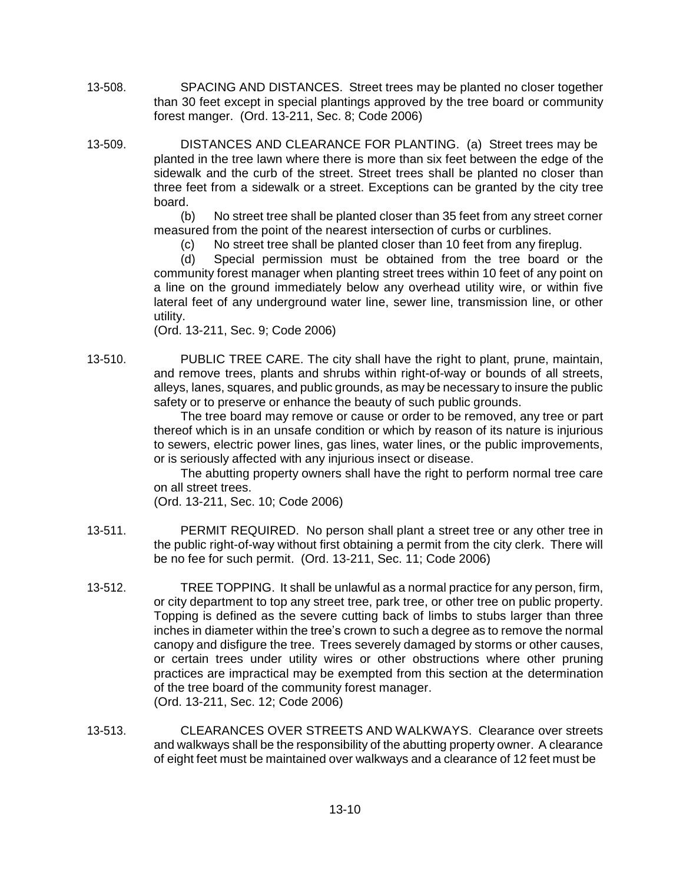13-508. SPACING AND DISTANCES. Street trees may be planted no closer together than 30 feet except in special plantings approved by the tree board or community forest manger. (Ord. 13-211, Sec. 8; Code 2006)

13-509. DISTANCES AND CLEARANCE FOR PLANTING. (a) Street trees may be planted in the tree lawn where there is more than six feet between the edge of the sidewalk and the curb of the street. Street trees shall be planted no closer than three feet from a sidewalk or a street. Exceptions can be granted by the city tree board.

(b) No street tree shall be planted closer than 35 feet from any street corner measured from the point of the nearest intersection of curbs or curblines.

(c) No street tree shall be planted closer than 10 feet from any fireplug.

(d) Special permission must be obtained from the tree board or the community forest manager when planting street trees within 10 feet of any point on a line on the ground immediately below any overhead utility wire, or within five lateral feet of any underground water line, sewer line, transmission line, or other utility.

(Ord. 13-211, Sec. 9; Code 2006)

13-510. PUBLIC TREE CARE. The city shall have the right to plant, prune, maintain, and remove trees, plants and shrubs within right-of-way or bounds of all streets, alleys, lanes, squares, and public grounds, as may be necessary to insure the public safety or to preserve or enhance the beauty of such public grounds.

The tree board may remove or cause or order to be removed, any tree or part thereof which is in an unsafe condition or which by reason of its nature is injurious to sewers, electric power lines, gas lines, water lines, or the public improvements, or is seriously affected with any injurious insect or disease.

The abutting property owners shall have the right to perform normal tree care on all street trees.

(Ord. 13-211, Sec. 10; Code 2006)

13-511. PERMIT REQUIRED. No person shall plant a street tree or any other tree in the public right-of-way without first obtaining a permit from the city clerk. There will be no fee for such permit. (Ord. 13-211, Sec. 11; Code 2006)

13-512. TREE TOPPING. It shall be unlawful as a normal practice for any person, firm, or city department to top any street tree, park tree, or other tree on public property. Topping is defined as the severe cutting back of limbs to stubs larger than three inches in diameter within the tree's crown to such a degree as to remove the normal canopy and disfigure the tree. Trees severely damaged by storms or other causes, or certain trees under utility wires or other obstructions where other pruning practices are impractical may be exempted from this section at the determination of the tree board of the community forest manager.

(Ord. 13-211, Sec. 12; Code 2006)

13-513. CLEARANCES OVER STREETS AND WALKWAYS. Clearance over streets and walkways shall be the responsibility of the abutting property owner. A clearance of eight feet must be maintained over walkways and a clearance of 12 feet must be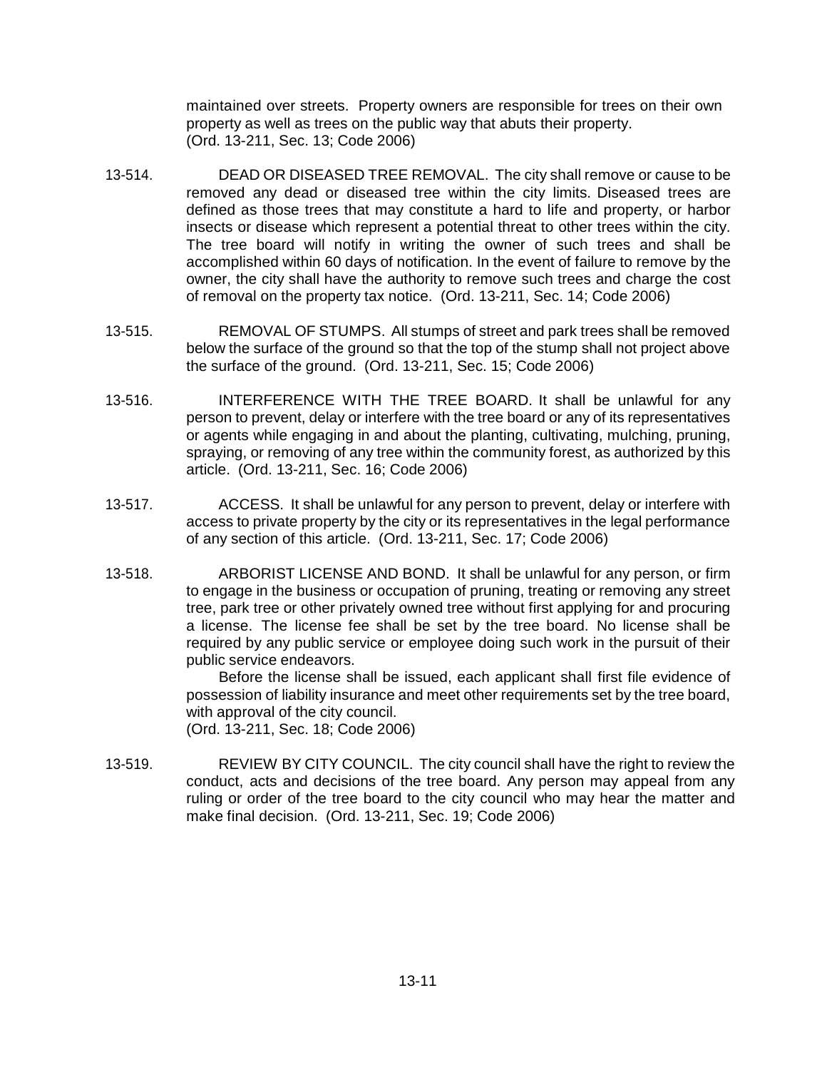maintained over streets. Property owners are responsible for trees on their own property as well as trees on the public way that abuts their property.
(Ord. 13-211, Sec. 13; Code 2006)

13-514. DEAD OR DISEASED TREE REMOVAL. The city shall remove or cause to be removed any dead or diseased tree within the city limits. Diseased trees are defined as those trees that may constitute a hard to life and property, or harbor insects or disease which represent a potential threat to other trees within the city. The tree board will notify in writing the owner of such trees and shall be accomplished within 60 days of notification. In the event of failure to remove by the owner, the city shall have the authority to remove such trees and charge the cost of removal on the property tax notice. (Ord. 13-211, Sec. 14; Code 2006)

13-515. REMOVAL OF STUMPS. All stumps of street and park trees shall be removed below the surface of the ground so that the top of the stump shall not project above the surface of the ground. (Ord. 13-211, Sec. 15; Code 2006)

13-516. INTERFERENCE WITH THE TREE BOARD. It shall be unlawful for any person to prevent, delay or interfere with the tree board or any of its representatives or agents while engaging in and about the planting, cultivating, mulching, pruning, spraying, or removing of any tree within the community forest, as authorized by this article. (Ord. 13-211, Sec. 16; Code 2006)

13-517. ACCESS. It shall be unlawful for any person to prevent, delay or interfere with access to private property by the city or its representatives in the legal performance of any section of this article. (Ord. 13-211, Sec. 17; Code 2006)

13-518. ARBORIST LICENSE AND BOND. It shall be unlawful for any person, or firm to engage in the business or occupation of pruning, treating or removing any street tree, park tree or other privately owned tree without first applying for and procuring a license. The license fee shall be set by the tree board. No license shall be required by any public service or employee doing such work in the pursuit of their public service endeavors.

Before the license shall be issued, each applicant shall first file evidence of possession of liability insurance and meet other requirements set by the tree board, with approval of the city council.
(Ord. 13-211, Sec. 18; Code 2006)

13-519. REVIEW BY CITY COUNCIL. The city council shall have the right to review the conduct, acts and decisions of the tree board. Any person may appeal from any ruling or order of the tree board to the city council who may hear the matter and make final decision. (Ord. 13-211, Sec. 19; Code 2006)